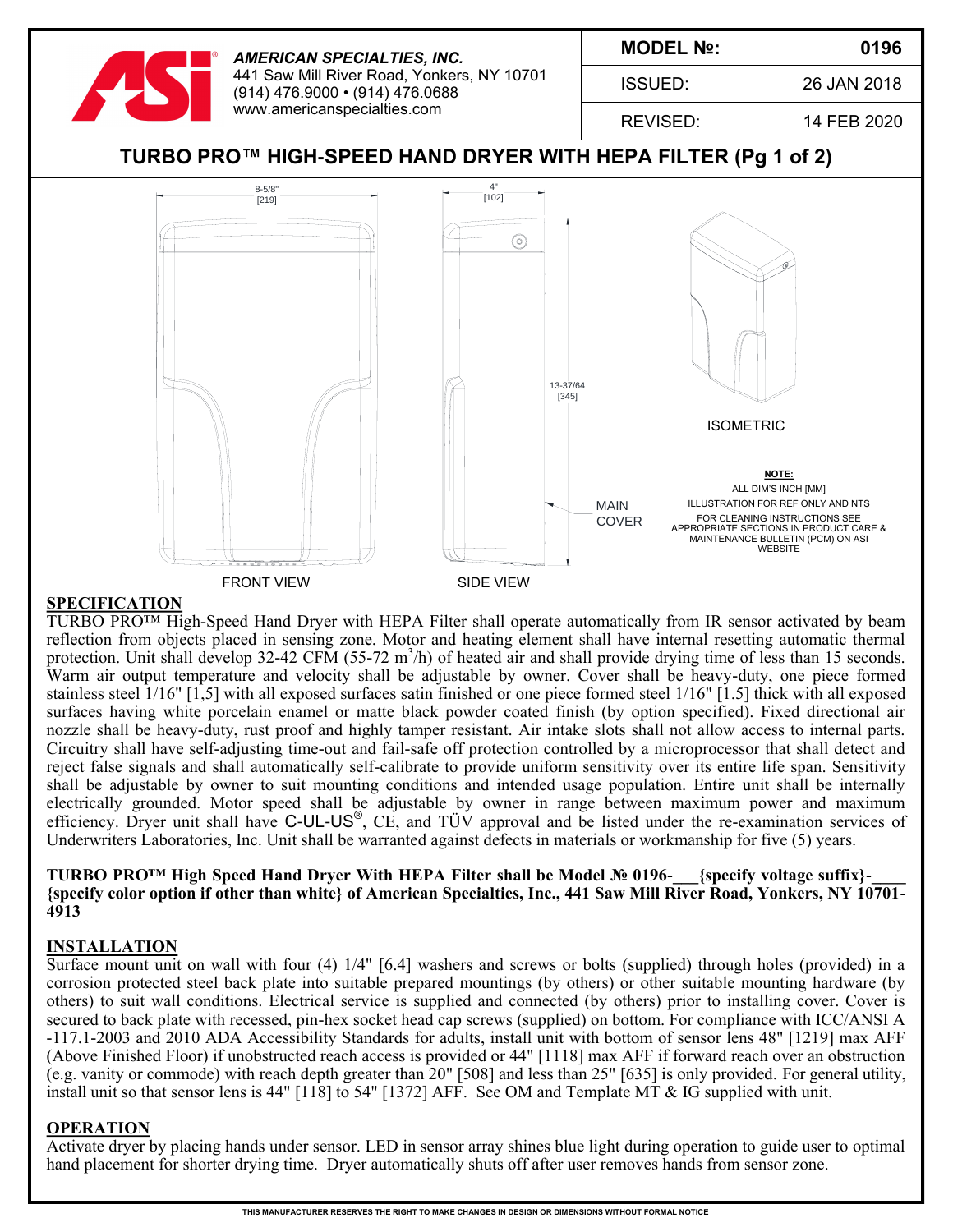**AMERICAN SPECIALTIES, INC.**
441 Saw Mill River Road, Yonkers, NY 10701
(914) 476.9000 • (914) 476.0688
www.americanspecialties.com

| MODEL №: | 0196 |
|---|---|
| ISSUED: | 26 JAN 2018 |
| REVISED: | 14 FEB 2020 |

# TURBO PRO™ HIGH-SPEED HAND DRYER WITH HEPA FILTER (Pg 1 of 2)

8-5/8" [219]

4" [102]

13-37/64 [345]

MAIN COVER

FRONT VIEW

SIDE VIEW

ISOMETRIC

**NOTE:**
ALL DIM'S INCH [MM]
ILLUSTRATION FOR REF ONLY AND NTS
FOR CLEANING INSTRUCTIONS SEE APPROPRIATE SECTIONS IN PRODUCT CARE & MAINTENANCE BULLETIN (PCM) ON ASI WEBSITE

## SPECIFICATION

TURBO PRO™ High-Speed Hand Dryer with HEPA Filter shall operate automatically from IR sensor activated by beam reflection from objects placed in sensing zone. Motor and heating element shall have internal resetting automatic thermal protection. Unit shall develop 32-42 CFM (55-72 $m^3$/h) of heated air and shall provide drying time of less than 15 seconds. Warm air output temperature and velocity shall be adjustable by owner. Cover shall be heavy-duty, one piece formed stainless steel 1/16" [1,5] with all exposed surfaces satin finished or one piece formed steel 1/16" [1.5] thick with all exposed surfaces having white porcelain enamel or matte black powder coated finish (by option specified). Fixed directional air nozzle shall be heavy-duty, rust proof and highly tamper resistant. Air intake slots shall not allow access to internal parts. Circuitry shall have self-adjusting time-out and fail-safe off protection controlled by a microprocessor that shall detect and reject false signals and shall automatically self-calibrate to provide uniform sensitivity over its entire life span. Sensitivity shall be adjustable by owner to suit mounting conditions and intended usage population. Entire unit shall be internally electrically grounded. Motor speed shall be adjustable by owner in range between maximum power and maximum efficiency. Dryer unit shall have C-UL-US®, CE, and TÜV approval and be listed under the re-examination services of Underwriters Laboratories, Inc. Unit shall be warranted against defects in materials or workmanship for five (5) years.

**TURBO PRO™ High Speed Hand Dryer With HEPA Filter shall be Model № 0196-___{specify voltage suffix}-____ {specify color option if other than white} of American Specialties, Inc., 441 Saw Mill River Road, Yonkers, NY 10701-4913**

## INSTALLATION

Surface mount unit on wall with four (4) 1/4" [6.4] washers and screws or bolts (supplied) through holes (provided) in a corrosion protected steel back plate into suitable prepared mountings (by others) or other suitable mounting hardware (by others) to suit wall conditions. Electrical service is supplied and connected (by others) prior to installing cover. Cover is secured to back plate with recessed, pin-hex socket head cap screws (supplied) on bottom. For compliance with ICC/ANSI A -117.1-2003 and 2010 ADA Accessibility Standards for adults, install unit with bottom of sensor lens 48" [1219] max AFF (Above Finished Floor) if unobstructed reach access is provided or 44" [1118] max AFF if forward reach over an obstruction (e.g. vanity or commode) with reach depth greater than 20" [508] and less than 25" [635] is only provided. For general utility, install unit so that sensor lens is 44" [118] to 54" [1372] AFF. See OM and Template MT & IG supplied with unit.

## OPERATION

Activate dryer by placing hands under sensor. LED in sensor array shines blue light during operation to guide user to optimal hand placement for shorter drying time. Dryer automatically shuts off after user removes hands from sensor zone.

THIS MANUFACTURER RESERVES THE RIGHT TO MAKE CHANGES IN DESIGN OR DIMENSIONS WITHOUT FORMAL NOTICE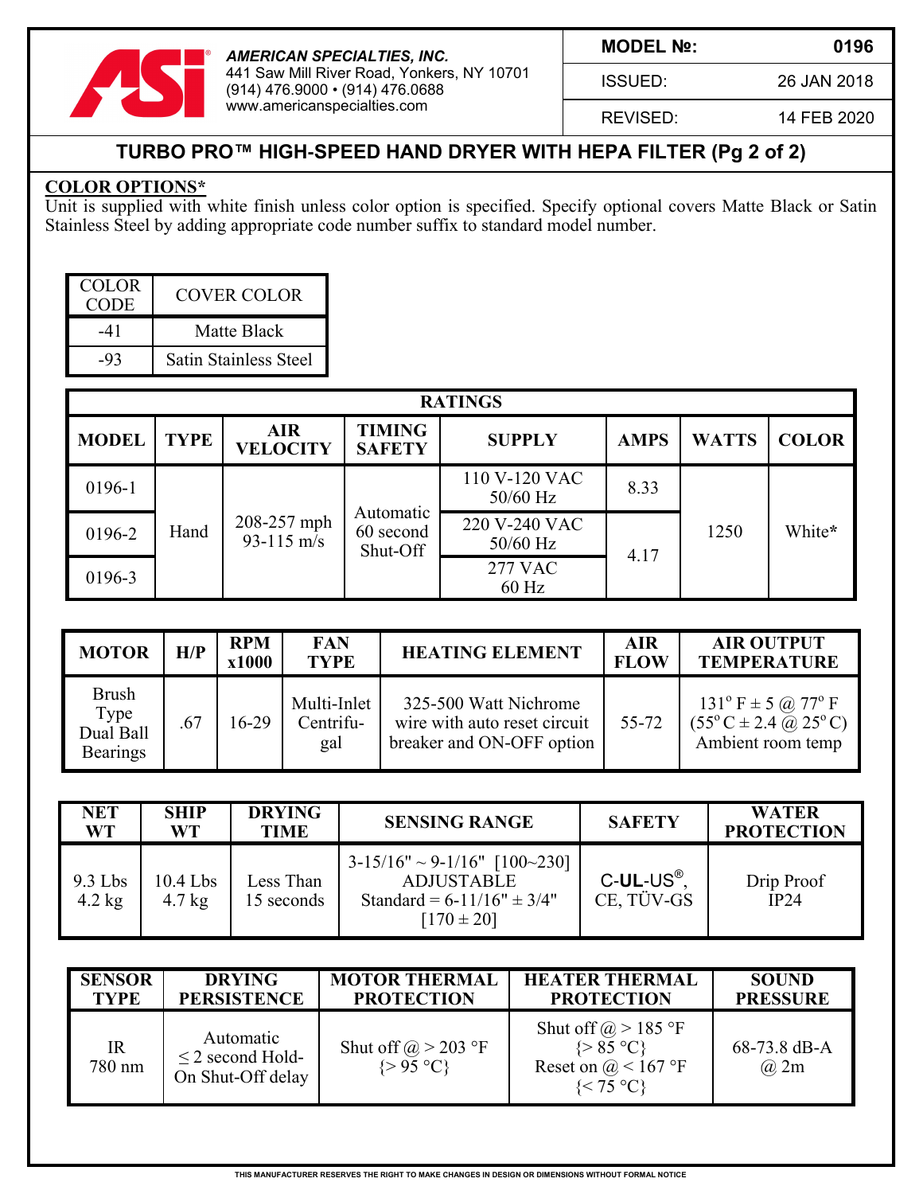AMERICAN SPECIALTIES, INC.
441 Saw Mill River Road, Yonkers, NY 10701
(914) 476.9000 • (914) 476.0688
www.americanspecialties.com

| MODEL №: | 0196 |
|---|---|
| ISSUED: | 26 JAN 2018 |
| REVISED: | 14 FEB 2020 |

# TURBO PRO™ HIGH-SPEED HAND DRYER WITH HEPA FILTER (Pg 2 of 2)

## COLOR OPTIONS*

Unit is supplied with white finish unless color option is specified. Specify optional covers Matte Black or Satin Stainless Steel by adding appropriate code number suffix to standard model number.

| COLOR CODE | COVER COLOR |
|---|---|
| -41 | Matte Black |
| -93 | Satin Stainless Steel |

| RATINGS | | | | | | | |
|---|---|---|---|---|---|---|---|
| MODEL | TYPE | AIR VELOCITY | TIMING SAFETY | SUPPLY | AMPS | WATTS | COLOR |
| 0196-1 | Hand | 208-257 mph 93-115 m/s | Automatic 60 second Shut-Off | 110 V-120 VAC 50/60 Hz | 8.33 | 1250 | White* |
| 0196-2 | | | | 220 V-240 VAC 50/60 Hz | 4.17 | | |
| 0196-3 | | | | 277 VAC 60 Hz | | | |

| MOTOR | H/P | RPM x1000 | FAN TYPE | HEATING ELEMENT | AIR FLOW | AIR OUTPUT TEMPERATURE |
|---|---|---|---|---|---|---|
| Brush Type Dual Ball Bearings | .67 | 16-29 | Multi-Inlet Centrifugal | 325-500 Watt Nichrome wire with auto reset circuit breaker and ON-OFF option | 55-72 | 131° F ± 5 @ 77° F (55° C ± 2.4 @ 25° C) Ambient room temp |

| NET WT | SHIP WT | DRYING TIME | SENSING RANGE | SAFETY | WATER PROTECTION |
|---|---|---|---|---|---|
| 9.3 Lbs 4.2 kg | 10.4 Lbs 4.7 kg | Less Than 15 seconds | 3-15/16" ~ 9-1/16" [100~230] ADJUSTABLE Standard = 6-11/16" ± 3/4" [170 ± 20] | C-UL-US®, CE, TÜV-GS | Drip Proof IP24 |

| SENSOR TYPE | DRYING PERSISTENCE | MOTOR THERMAL PROTECTION | HEATER THERMAL PROTECTION | SOUND PRESSURE |
|---|---|---|---|---|
| IR 780 nm | Automatic ≤ 2 second Hold-On Shut-Off delay | Shut off @ > 203 °F {> 95 °C} | Shut off @ > 185 °F {> 85 °C} Reset on @ < 167 °F {< 75 °C} | 68-73.8 dB-A @ 2m |

THIS MANUFACTURER RESERVES THE RIGHT TO MAKE CHANGES IN DESIGN OR DIMENSIONS WITHOUT FORMAL NOTICE